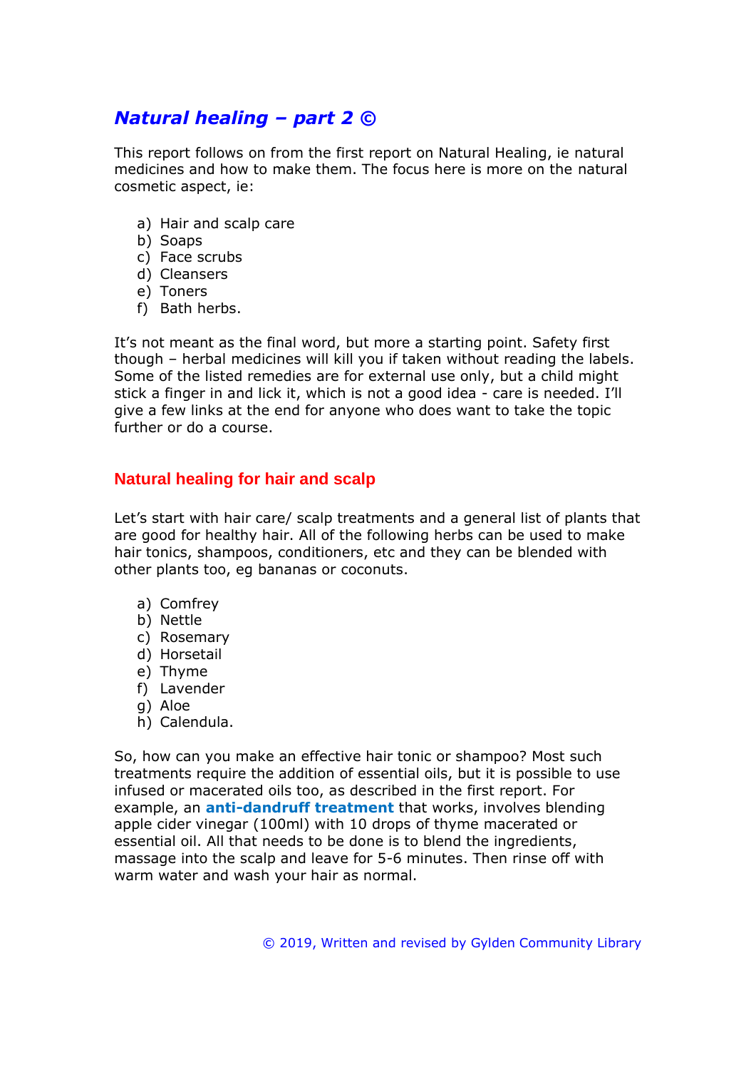# *Natural healing – part 2 ©*

This report follows on from the first report on Natural Healing, ie natural medicines and how to make them. The focus here is more on the natural cosmetic aspect, ie:

a) Hair and scalp care
b) Soaps
c) Face scrubs
d) Cleansers
e) Toners
f) Bath herbs.

It's not meant as the final word, but more a starting point. Safety first though – herbal medicines will kill you if taken without reading the labels. Some of the listed remedies are for external use only, but a child might stick a finger in and lick it, which is not a good idea - care is needed. I'll give a few links at the end for anyone who does want to take the topic further or do a course.

## Natural healing for hair and scalp

Let's start with hair care/ scalp treatments and a general list of plants that are good for healthy hair. All of the following herbs can be used to make hair tonics, shampoos, conditioners, etc and they can be blended with other plants too, eg bananas or coconuts.

a) Comfrey
b) Nettle
c) Rosemary
d) Horsetail
e) Thyme
f) Lavender
g) Aloe
h) Calendula.

So, how can you make an effective hair tonic or shampoo? Most such treatments require the addition of essential oils, but it is possible to use infused or macerated oils too, as described in the first report. For example, an **anti-dandruff treatment** that works, involves blending apple cider vinegar (100ml) with 10 drops of thyme macerated or essential oil. All that needs to be done is to blend the ingredients, massage into the scalp and leave for 5-6 minutes. Then rinse off with warm water and wash your hair as normal.

© 2019, Written and revised by Gylden Community Library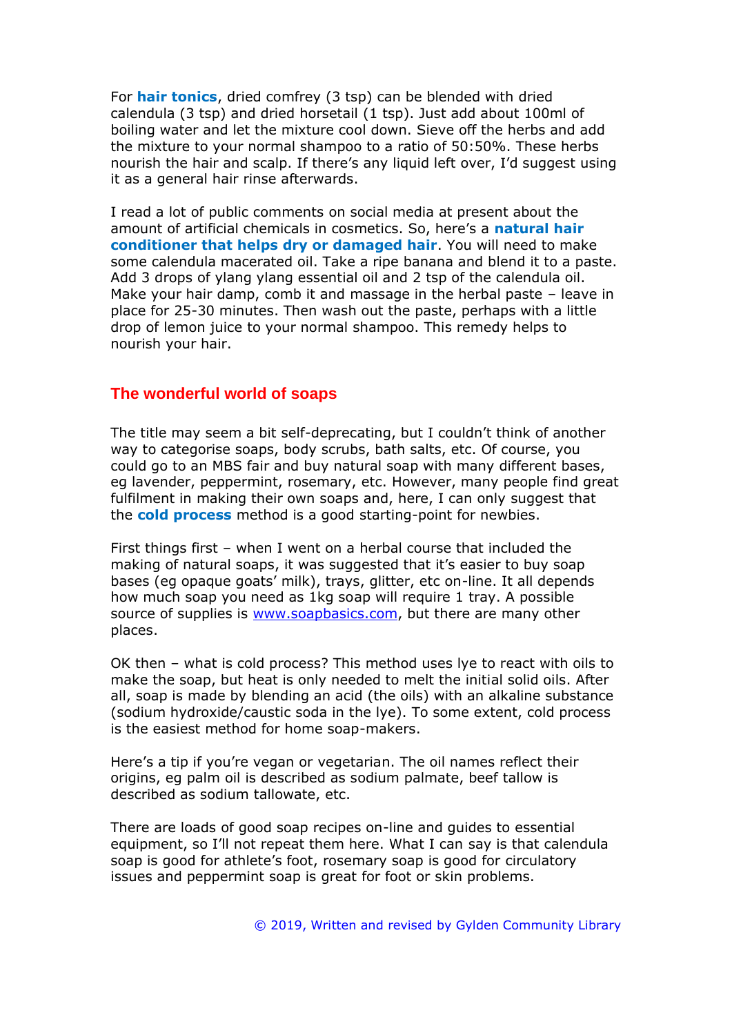For **hair tonics**, dried comfrey (3 tsp) can be blended with dried calendula (3 tsp) and dried horsetail (1 tsp). Just add about 100ml of boiling water and let the mixture cool down. Sieve off the herbs and add the mixture to your normal shampoo to a ratio of 50:50%. These herbs nourish the hair and scalp. If there's any liquid left over, I'd suggest using it as a general hair rinse afterwards.

I read a lot of public comments on social media at present about the amount of artificial chemicals in cosmetics. So, here's a **natural hair conditioner that helps dry or damaged hair**. You will need to make some calendula macerated oil. Take a ripe banana and blend it to a paste. Add 3 drops of ylang ylang essential oil and 2 tsp of the calendula oil. Make your hair damp, comb it and massage in the herbal paste – leave in place for 25-30 minutes. Then wash out the paste, perhaps with a little drop of lemon juice to your normal shampoo. This remedy helps to nourish your hair.

## The wonderful world of soaps

The title may seem a bit self-deprecating, but I couldn't think of another way to categorise soaps, body scrubs, bath salts, etc. Of course, you could go to an MBS fair and buy natural soap with many different bases, eg lavender, peppermint, rosemary, etc. However, many people find great fulfilment in making their own soaps and, here, I can only suggest that the **cold process** method is a good starting-point for newbies.

First things first – when I went on a herbal course that included the making of natural soaps, it was suggested that it's easier to buy soap bases (eg opaque goats' milk), trays, glitter, etc on-line. It all depends how much soap you need as 1kg soap will require 1 tray. A possible source of supplies is [www.soapbasics.com](www.soapbasics.com), but there are many other places.

OK then – what is cold process? This method uses lye to react with oils to make the soap, but heat is only needed to melt the initial solid oils. After all, soap is made by blending an acid (the oils) with an alkaline substance (sodium hydroxide/caustic soda in the lye). To some extent, cold process is the easiest method for home soap-makers.

Here's a tip if you're vegan or vegetarian. The oil names reflect their origins, eg palm oil is described as sodium palmate, beef tallow is described as sodium tallowate, etc.

There are loads of good soap recipes on-line and guides to essential equipment, so I'll not repeat them here. What I can say is that calendula soap is good for athlete's foot, rosemary soap is good for circulatory issues and peppermint soap is great for foot or skin problems.

© 2019, Written and revised by Gylden Community Library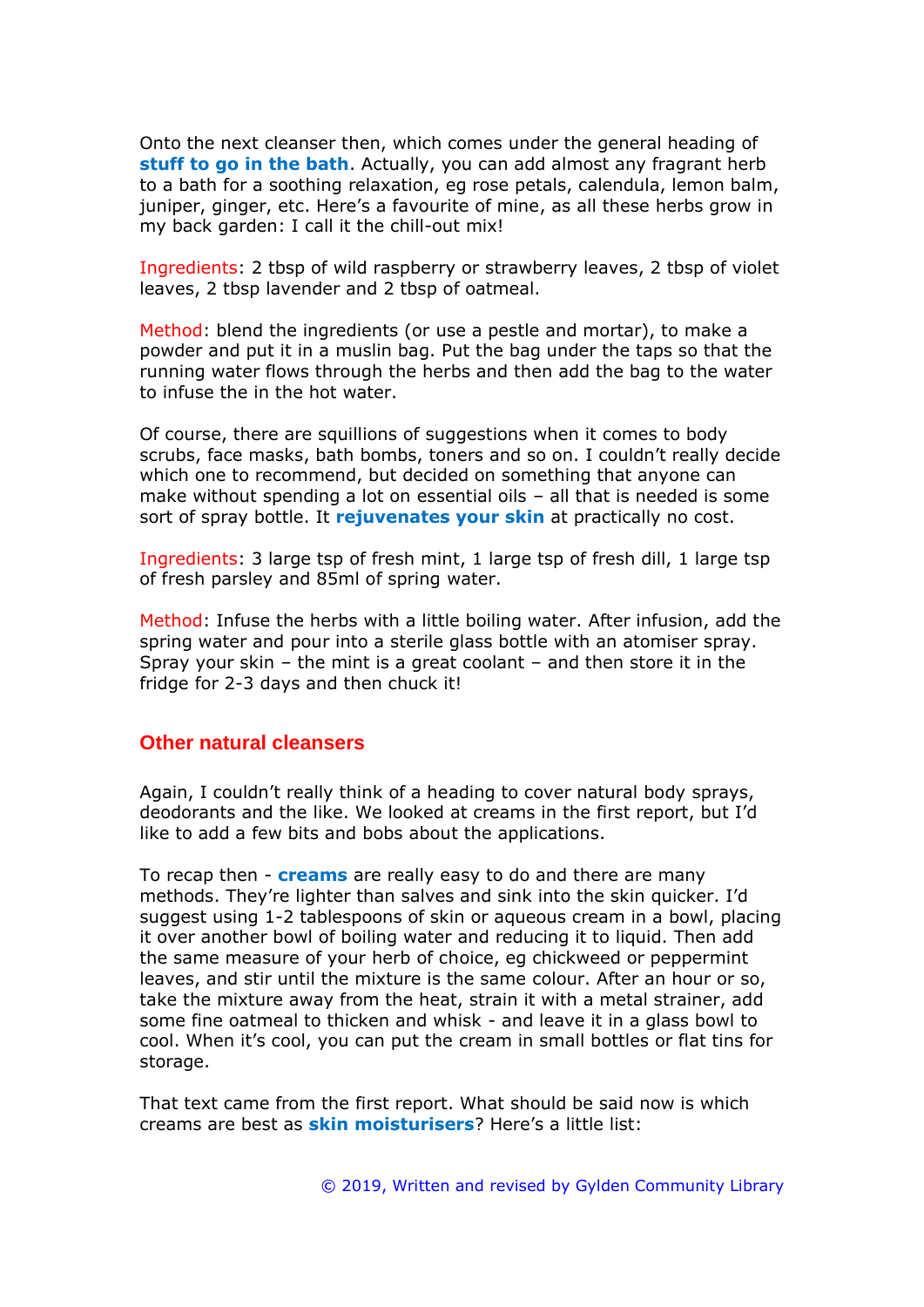Onto the next cleanser then, which comes under the general heading of **stuff to go in the bath**. Actually, you can add almost any fragrant herb to a bath for a soothing relaxation, eg rose petals, calendula, lemon balm, juniper, ginger, etc. Here's a favourite of mine, as all these herbs grow in my back garden: I call it the chill-out mix!

Ingredients: 2 tbsp of wild raspberry or strawberry leaves, 2 tbsp of violet leaves, 2 tbsp lavender and 2 tbsp of oatmeal.

Method: blend the ingredients (or use a pestle and mortar), to make a powder and put it in a muslin bag. Put the bag under the taps so that the running water flows through the herbs and then add the bag to the water to infuse the in the hot water.

Of course, there are squillions of suggestions when it comes to body scrubs, face masks, bath bombs, toners and so on. I couldn't really decide which one to recommend, but decided on something that anyone can make without spending a lot on essential oils – all that is needed is some sort of spray bottle. It **rejuvenates your skin** at practically no cost.

Ingredients: 3 large tsp of fresh mint, 1 large tsp of fresh dill, 1 large tsp of fresh parsley and 85ml of spring water.

Method: Infuse the herbs with a little boiling water. After infusion, add the spring water and pour into a sterile glass bottle with an atomiser spray. Spray your skin – the mint is a great coolant – and then store it in the fridge for 2-3 days and then chuck it!

## Other natural cleansers

Again, I couldn't really think of a heading to cover natural body sprays, deodorants and the like. We looked at creams in the first report, but I'd like to add a few bits and bobs about the applications.

To recap then - **creams** are really easy to do and there are many methods. They're lighter than salves and sink into the skin quicker. I'd suggest using 1-2 tablespoons of skin or aqueous cream in a bowl, placing it over another bowl of boiling water and reducing it to liquid. Then add the same measure of your herb of choice, eg chickweed or peppermint leaves, and stir until the mixture is the same colour. After an hour or so, take the mixture away from the heat, strain it with a metal strainer, add some fine oatmeal to thicken and whisk - and leave it in a glass bowl to cool. When it's cool, you can put the cream in small bottles or flat tins for storage.

That text came from the first report. What should be said now is which creams are best as **skin moisturisers**? Here's a little list: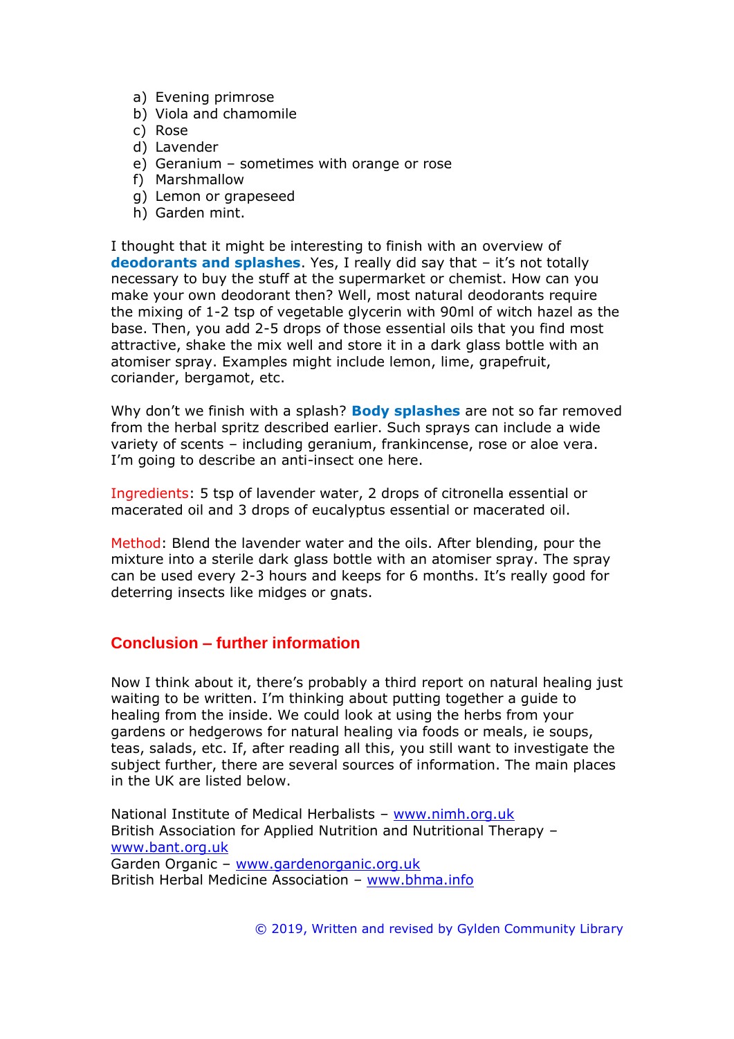a) Evening primrose
b) Viola and chamomile
c) Rose
d) Lavender
e) Geranium – sometimes with orange or rose
f) Marshmallow
g) Lemon or grapeseed
h) Garden mint.

I thought that it might be interesting to finish with an overview of **deodorants and splashes**. Yes, I really did say that – it's not totally necessary to buy the stuff at the supermarket or chemist. How can you make your own deodorant then? Well, most natural deodorants require the mixing of 1-2 tsp of vegetable glycerin with 90ml of witch hazel as the base. Then, you add 2-5 drops of those essential oils that you find most attractive, shake the mix well and store it in a dark glass bottle with an atomiser spray. Examples might include lemon, lime, grapefruit, coriander, bergamot, etc.

Why don't we finish with a splash? **Body splashes** are not so far removed from the herbal spritz described earlier. Such sprays can include a wide variety of scents – including geranium, frankincense, rose or aloe vera. I'm going to describe an anti-insect one here.

Ingredients: 5 tsp of lavender water, 2 drops of citronella essential or macerated oil and 3 drops of eucalyptus essential or macerated oil.

Method: Blend the lavender water and the oils. After blending, pour the mixture into a sterile dark glass bottle with an atomiser spray. The spray can be used every 2-3 hours and keeps for 6 months. It's really good for deterring insects like midges or gnats.

## Conclusion – further information

Now I think about it, there's probably a third report on natural healing just waiting to be written. I'm thinking about putting together a guide to healing from the inside. We could look at using the herbs from your gardens or hedgerows for natural healing via foods or meals, ie soups, teas, salads, etc. If, after reading all this, you still want to investigate the subject further, there are several sources of information. The main places in the UK are listed below.

National Institute of Medical Herbalists – www.nimh.org.uk
British Association for Applied Nutrition and Nutritional Therapy – www.bant.org.uk
Garden Organic – www.gardenorganic.org.uk
British Herbal Medicine Association – www.bhma.info

© 2019, Written and revised by Gylden Community Library